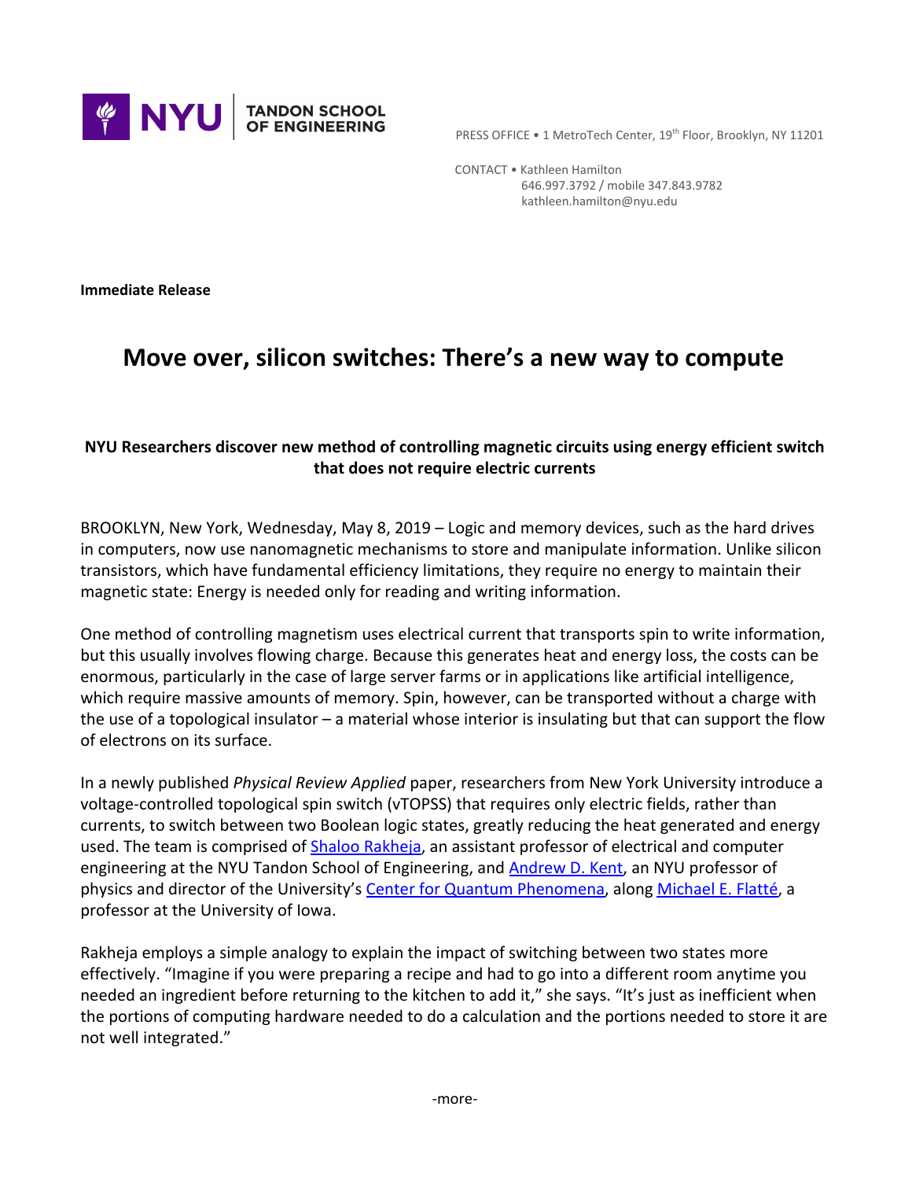NYU TANDON SCHOOL OF ENGINEERING

PRESS OFFICE • 1 MetroTech Center, 19th Floor, Brooklyn, NY 11201

CONTACT • Kathleen Hamilton
646.997.3792 / mobile 347.843.9782
kathleen.hamilton@nyu.edu

**Immediate Release**

# Move over, silicon switches: There's a new way to compute

**NYU Researchers discover new method of controlling magnetic circuits using energy efficient switch that does not require electric currents**

BROOKLYN, New York, Wednesday, May 8, 2019 – Logic and memory devices, such as the hard drives in computers, now use nanomagnetic mechanisms to store and manipulate information. Unlike silicon transistors, which have fundamental efficiency limitations, they require no energy to maintain their magnetic state: Energy is needed only for reading and writing information.

One method of controlling magnetism uses electrical current that transports spin to write information, but this usually involves flowing charge. Because this generates heat and energy loss, the costs can be enormous, particularly in the case of large server farms or in applications like artificial intelligence, which require massive amounts of memory. Spin, however, can be transported without a charge with the use of a topological insulator – a material whose interior is insulating but that can support the flow of electrons on its surface.

In a newly published *Physical Review Applied* paper, researchers from New York University introduce a voltage-controlled topological spin switch (vTOPSS) that requires only electric fields, rather than currents, to switch between two Boolean logic states, greatly reducing the heat generated and energy used. The team is comprised of Shaloo Rakheja, an assistant professor of electrical and computer engineering at the NYU Tandon School of Engineering, and Andrew D. Kent, an NYU professor of physics and director of the University's Center for Quantum Phenomena, along Michael E. Flatté, a professor at the University of Iowa.

Rakheja employs a simple analogy to explain the impact of switching between two states more effectively. "Imagine if you were preparing a recipe and had to go into a different room anytime you needed an ingredient before returning to the kitchen to add it," she says. "It's just as inefficient when the portions of computing hardware needed to do a calculation and the portions needed to store it are not well integrated."

-more-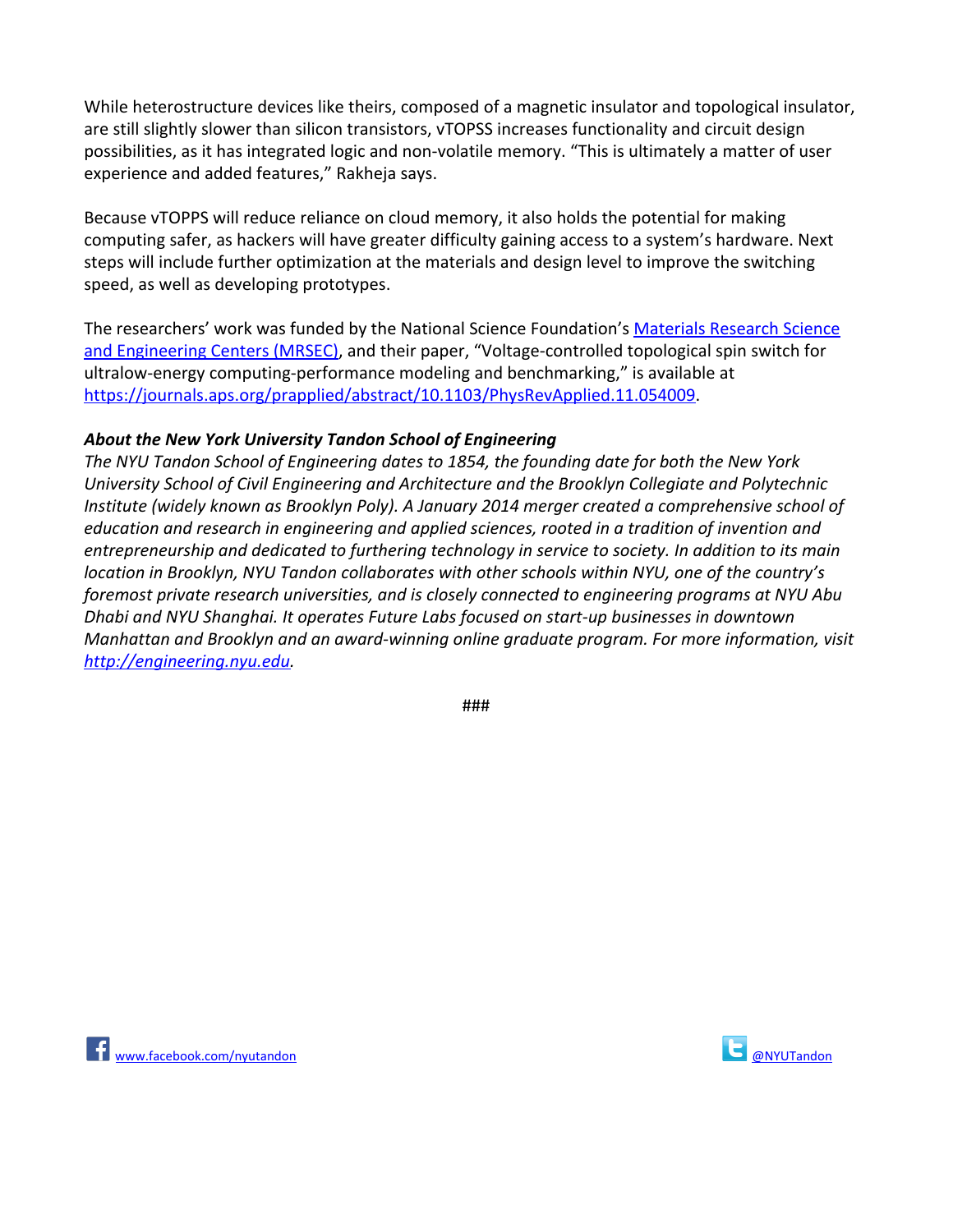While heterostructure devices like theirs, composed of a magnetic insulator and topological insulator, are still slightly slower than silicon transistors, vTOPSS increases functionality and circuit design possibilities, as it has integrated logic and non-volatile memory. "This is ultimately a matter of user experience and added features," Rakheja says.

Because vTOPPS will reduce reliance on cloud memory, it also holds the potential for making computing safer, as hackers will have greater difficulty gaining access to a system's hardware. Next steps will include further optimization at the materials and design level to improve the switching speed, as well as developing prototypes.

The researchers' work was funded by the National Science Foundation's [Materials Research Science and Engineering Centers (MRSEC)](), and their paper, "Voltage-controlled topological spin switch for ultralow-energy computing-performance modeling and benchmarking," is available at [https://journals.aps.org/prapplied/abstract/10.1103/PhysRevApplied.11.054009](https://journals.aps.org/prapplied/abstract/10.1103/PhysRevApplied.11.054009).

***About the New York University Tandon School of Engineering***
*The NYU Tandon School of Engineering dates to 1854, the founding date for both the New York University School of Civil Engineering and Architecture and the Brooklyn Collegiate and Polytechnic Institute (widely known as Brooklyn Poly). A January 2014 merger created a comprehensive school of education and research in engineering and applied sciences, rooted in a tradition of invention and entrepreneurship and dedicated to furthering technology in service to society. In addition to its main location in Brooklyn, NYU Tandon collaborates with other schools within NYU, one of the country's foremost private research universities, and is closely connected to engineering programs at NYU Abu Dhabi and NYU Shanghai. It operates Future Labs focused on start-up businesses in downtown Manhattan and Brooklyn and an award-winning online graduate program. For more information, visit [http://engineering.nyu.edu](http://engineering.nyu.edu).*

###

[www.facebook.com/nyutandon](www.facebook.com/nyutandon) [@NYUTandon]()